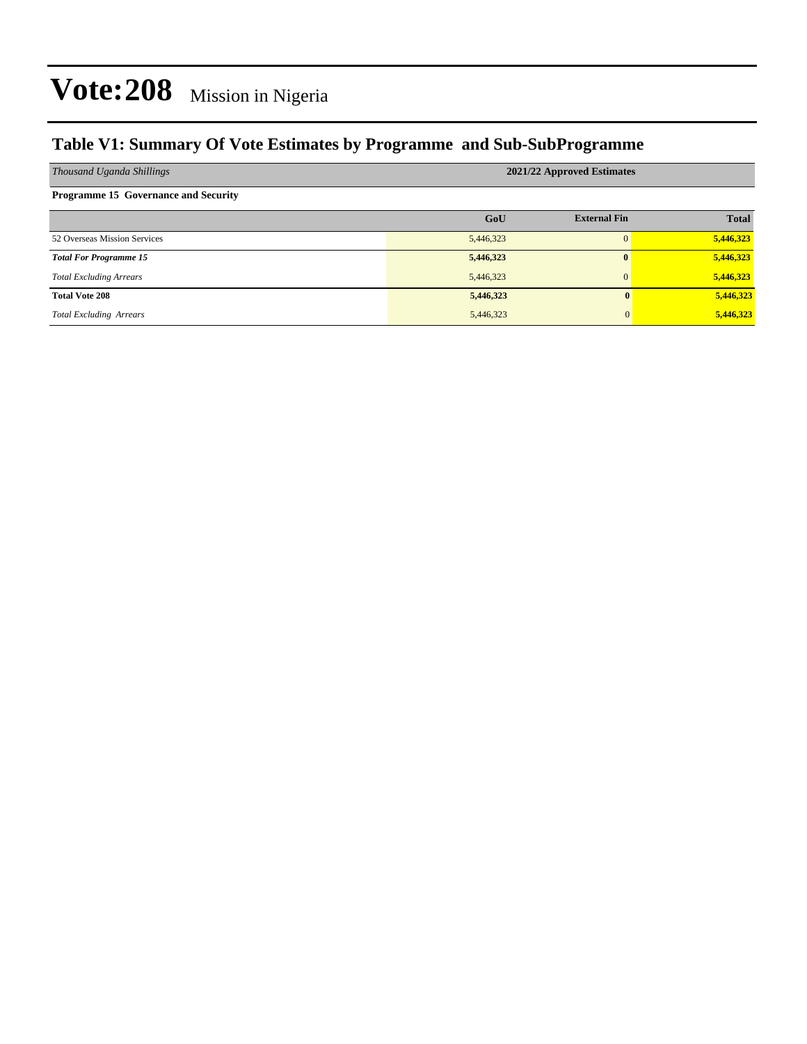# Vote:208 Mission in Nigeria

## Table V1: Summary Of Vote Estimates by Programme and Sub-SubProgramme

| *Thousand Uganda Shillings* | 2021/22 Approved Estimates | | |
|---|---|---|---|
| **Programme 15 Governance and Security** | | | |
| | **GoU** | **External Fin** | **Total** |
| 52 Overseas Mission Services | 5,446,323 | 0 | **5,446,323** |
| ***Total For Programme 15*** | **5,446,323** | **0** | **5,446,323** |
| *Total Excluding Arrears* | 5,446,323 | 0 | **5,446,323** |
| **Total Vote 208** | **5,446,323** | **0** | **5,446,323** |
| *Total Excluding Arrears* | 5,446,323 | 0 | **5,446,323** |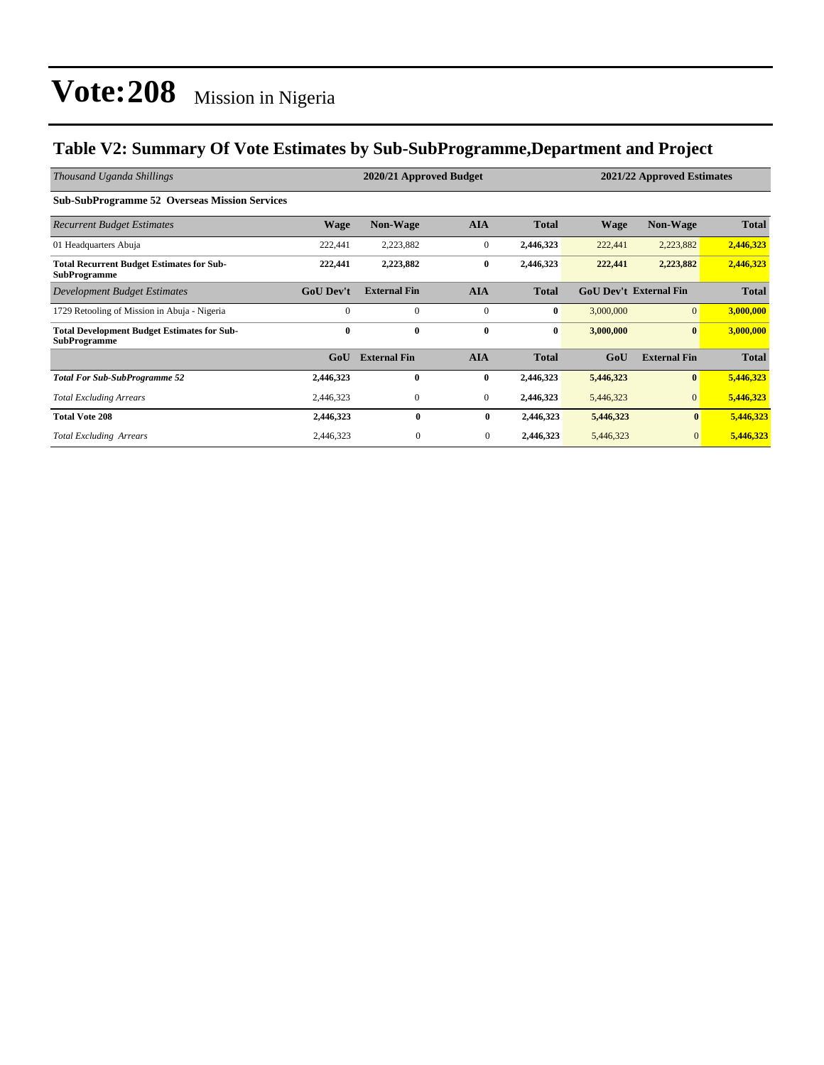# Vote:208 Mission in Nigeria

## Table V2: Summary Of Vote Estimates by Sub-SubProgramme,Department and Project

| *Thousand Uganda Shillings* | 2020/21 Approved Budget | | | | 2021/22 Approved Estimates | | |
|---|---|---|---|---|---|---|---|
| **Sub-SubProgramme 52 Overseas Mission Services** | | | | | | | |
| *Recurrent Budget Estimates* | **Wage** | **Non-Wage** | **AIA** | **Total** | **Wage** | **Non-Wage** | **Total** |
| 01 Headquarters Abuja | 222,441 | 2,223,882 | 0 | **2,446,323** | 222,441 | 2,223,882 | **2,446,323** |
| **Total Recurrent Budget Estimates for Sub-SubProgramme** | **222,441** | **2,223,882** | **0** | **2,446,323** | **222,441** | **2,223,882** | **2,446,323** |
| *Development Budget Estimates* | **GoU Dev't** | **External Fin** | **AIA** | **Total** | **GoU Dev't** | **External Fin** | **Total** |
| 1729 Retooling of Mission in Abuja - Nigeria | 0 | 0 | 0 | **0** | 3,000,000 | 0 | **3,000,000** |
| **Total Development Budget Estimates for Sub-SubProgramme** | **0** | **0** | **0** | **0** | **3,000,000** | **0** | **3,000,000** |
| | **GoU** | **External Fin** | **AIA** | **Total** | **GoU** | **External Fin** | **Total** |
| ***Total For Sub-SubProgramme 52*** | **2,446,323** | **0** | **0** | **2,446,323** | **5,446,323** | **0** | **5,446,323** |
| *Total Excluding Arrears* | 2,446,323 | 0 | 0 | **2,446,323** | 5,446,323 | 0 | **5,446,323** |
| **Total Vote 208** | **2,446,323** | **0** | **0** | **2,446,323** | **5,446,323** | **0** | **5,446,323** |
| *Total Excluding Arrears* | 2,446,323 | 0 | 0 | **2,446,323** | 5,446,323 | 0 | **5,446,323** |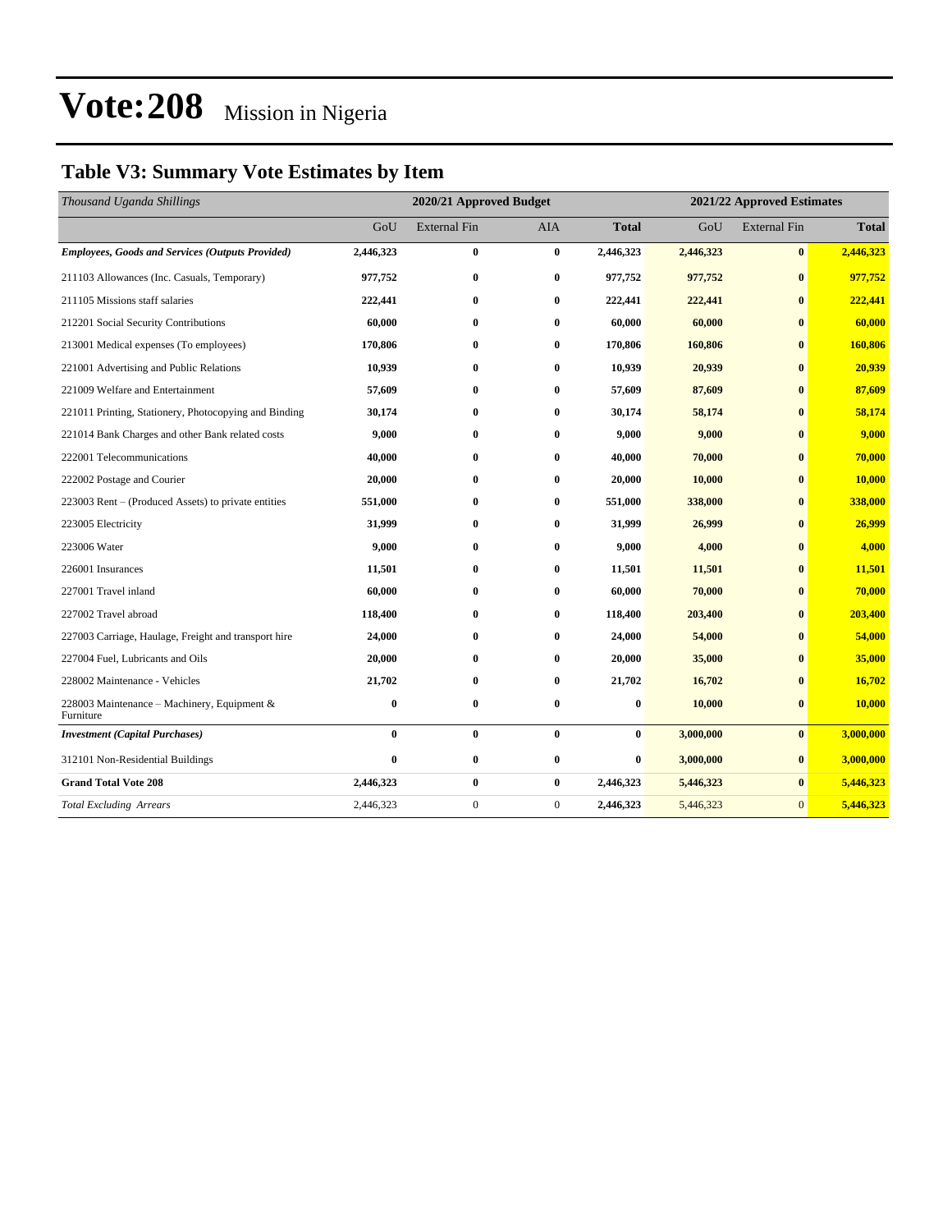# Vote:208 Mission in Nigeria

## Table V3: Summary Vote Estimates by Item

| *Thousand Uganda Shillings* | 2020/21 Approved Budget | | | | 2021/22 Approved Estimates | | |
|---|---|---|---|---|---|---|---|
| | GoU | External Fin | AIA | **Total** | GoU | External Fin | **Total** |
| ***Employees, Goods and Services (Outputs Provided)*** | **2,446,323** | **0** | **0** | **2,446,323** | **2,446,323** | **0** | **2,446,323** |
| 211103 Allowances (Inc. Casuals, Temporary) | **977,752** | **0** | **0** | **977,752** | **977,752** | **0** | **977,752** |
| 211105 Missions staff salaries | **222,441** | **0** | **0** | **222,441** | **222,441** | **0** | **222,441** |
| 212201 Social Security Contributions | **60,000** | **0** | **0** | **60,000** | **60,000** | **0** | **60,000** |
| 213001 Medical expenses (To employees) | **170,806** | **0** | **0** | **170,806** | **160,806** | **0** | **160,806** |
| 221001 Advertising and Public Relations | **10,939** | **0** | **0** | **10,939** | **20,939** | **0** | **20,939** |
| 221009 Welfare and Entertainment | **57,609** | **0** | **0** | **57,609** | **87,609** | **0** | **87,609** |
| 221011 Printing, Stationery, Photocopying and Binding | **30,174** | **0** | **0** | **30,174** | **58,174** | **0** | **58,174** |
| 221014 Bank Charges and other Bank related costs | **9,000** | **0** | **0** | **9,000** | **9,000** | **0** | **9,000** |
| 222001 Telecommunications | **40,000** | **0** | **0** | **40,000** | **70,000** | **0** | **70,000** |
| 222002 Postage and Courier | **20,000** | **0** | **0** | **20,000** | **10,000** | **0** | **10,000** |
| 223003 Rent – (Produced Assets) to private entities | **551,000** | **0** | **0** | **551,000** | **338,000** | **0** | **338,000** |
| 223005 Electricity | **31,999** | **0** | **0** | **31,999** | **26,999** | **0** | **26,999** |
| 223006 Water | **9,000** | **0** | **0** | **9,000** | **4,000** | **0** | **4,000** |
| 226001 Insurances | **11,501** | **0** | **0** | **11,501** | **11,501** | **0** | **11,501** |
| 227001 Travel inland | **60,000** | **0** | **0** | **60,000** | **70,000** | **0** | **70,000** |
| 227002 Travel abroad | **118,400** | **0** | **0** | **118,400** | **203,400** | **0** | **203,400** |
| 227003 Carriage, Haulage, Freight and transport hire | **24,000** | **0** | **0** | **24,000** | **54,000** | **0** | **54,000** |
| 227004 Fuel, Lubricants and Oils | **20,000** | **0** | **0** | **20,000** | **35,000** | **0** | **35,000** |
| 228002 Maintenance - Vehicles | **21,702** | **0** | **0** | **21,702** | **16,702** | **0** | **16,702** |
| 228003 Maintenance – Machinery, Equipment & Furniture | **0** | **0** | **0** | **0** | **10,000** | **0** | **10,000** |
| ***Investment (Capital Purchases)*** | **0** | **0** | **0** | **0** | **3,000,000** | **0** | **3,000,000** |
| 312101 Non-Residential Buildings | **0** | **0** | **0** | **0** | **3,000,000** | **0** | **3,000,000** |
| **Grand Total Vote 208** | **2,446,323** | **0** | **0** | **2,446,323** | **5,446,323** | **0** | **5,446,323** |
| *Total Excluding Arrears* | 2,446,323 | 0 | 0 | **2,446,323** | 5,446,323 | 0 | **5,446,323** |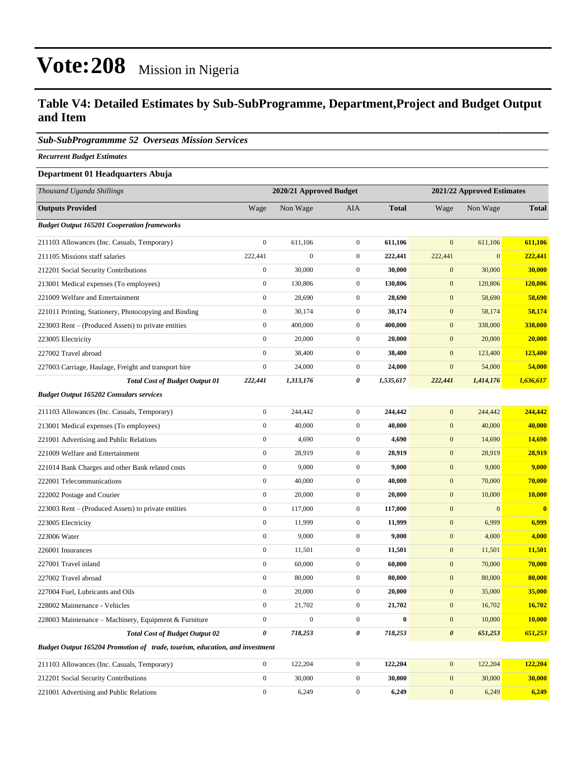# Vote:208 Mission in Nigeria

## Table V4: Detailed Estimates by Sub-SubProgramme, Department,Project and Budget Output and Item

### *Sub-SubProgrammme 52 Overseas Mission Services*

***Recurrent Budget Estimates***

**Department 01 Headquarters Abuja**

| *Thousand Uganda Shillings* | 2020/21 Approved Budget | | | | 2021/22 Approved Estimates | | |
|---|---|---|---|---|---|---|---|
| **Outputs Provided** | Wage | Non Wage | AIA | **Total** | Wage | Non Wage | **Total** |
| ***Budget Output 165201 Cooperation frameworks*** | | | | | | | |
| 211103 Allowances (Inc. Casuals, Temporary) | 0 | 611,106 | 0 | **611,106** | 0 | 611,106 | **611,106** |
| 211105 Missions staff salaries | 222,441 | 0 | 0 | **222,441** | 222,441 | 0 | **222,441** |
| 212201 Social Security Contributions | 0 | 30,000 | 0 | **30,000** | 0 | 30,000 | **30,000** |
| 213001 Medical expenses (To employees) | 0 | 130,806 | 0 | **130,806** | 0 | 120,806 | **120,806** |
| 221009 Welfare and Entertainment | 0 | 28,690 | 0 | **28,690** | 0 | 58,690 | **58,690** |
| 221011 Printing, Stationery, Photocopying and Binding | 0 | 30,174 | 0 | **30,174** | 0 | 58,174 | **58,174** |
| 223003 Rent – (Produced Assets) to private entities | 0 | 400,000 | 0 | **400,000** | 0 | 338,000 | **338,000** |
| 223005 Electricity | 0 | 20,000 | 0 | **20,000** | 0 | 20,000 | **20,000** |
| 227002 Travel abroad | 0 | 38,400 | 0 | **38,400** | 0 | 123,400 | **123,400** |
| 227003 Carriage, Haulage, Freight and transport hire | 0 | 24,000 | 0 | **24,000** | 0 | 54,000 | **54,000** |
| ***Total Cost of Budget Output 01*** | ***222,441*** | ***1,313,176*** | ***0*** | ***1,535,617*** | ***222,441*** | ***1,414,176*** | ***1,636,617*** |
| ***Budget Output 165202 Consulars services*** | | | | | | | |
| 211103 Allowances (Inc. Casuals, Temporary) | 0 | 244,442 | 0 | **244,442** | 0 | 244,442 | **244,442** |
| 213001 Medical expenses (To employees) | 0 | 40,000 | 0 | **40,000** | 0 | 40,000 | **40,000** |
| 221001 Advertising and Public Relations | 0 | 4,690 | 0 | **4,690** | 0 | 14,690 | **14,690** |
| 221009 Welfare and Entertainment | 0 | 28,919 | 0 | **28,919** | 0 | 28,919 | **28,919** |
| 221014 Bank Charges and other Bank related costs | 0 | 9,000 | 0 | **9,000** | 0 | 9,000 | **9,000** |
| 222001 Telecommunications | 0 | 40,000 | 0 | **40,000** | 0 | 70,000 | **70,000** |
| 222002 Postage and Courier | 0 | 20,000 | 0 | **20,000** | 0 | 10,000 | **10,000** |
| 223003 Rent – (Produced Assets) to private entities | 0 | 117,000 | 0 | **117,000** | 0 | 0 | **0** |
| 223005 Electricity | 0 | 11,999 | 0 | **11,999** | 0 | 6,999 | **6,999** |
| 223006 Water | 0 | 9,000 | 0 | **9,000** | 0 | 4,000 | **4,000** |
| 226001 Insurances | 0 | 11,501 | 0 | **11,501** | 0 | 11,501 | **11,501** |
| 227001 Travel inland | 0 | 60,000 | 0 | **60,000** | 0 | 70,000 | **70,000** |
| 227002 Travel abroad | 0 | 80,000 | 0 | **80,000** | 0 | 80,000 | **80,000** |
| 227004 Fuel, Lubricants and Oils | 0 | 20,000 | 0 | **20,000** | 0 | 35,000 | **35,000** |
| 228002 Maintenance - Vehicles | 0 | 21,702 | 0 | **21,702** | 0 | 16,702 | **16,702** |
| 228003 Maintenance – Machinery, Equipment & Furniture | 0 | 0 | 0 | **0** | 0 | 10,000 | **10,000** |
| ***Total Cost of Budget Output 02*** | ***0*** | ***718,253*** | ***0*** | ***718,253*** | ***0*** | ***651,253*** | ***651,253*** |
| ***Budget Output 165204 Promotion of trade, tourism, education, and investment*** | | | | | | | |
| 211103 Allowances (Inc. Casuals, Temporary) | 0 | 122,204 | 0 | **122,204** | 0 | 122,204 | **122,204** |
| 212201 Social Security Contributions | 0 | 30,000 | 0 | **30,000** | 0 | 30,000 | **30,000** |
| 221001 Advertising and Public Relations | 0 | 6,249 | 0 | **6,249** | 0 | 6,249 | **6,249** |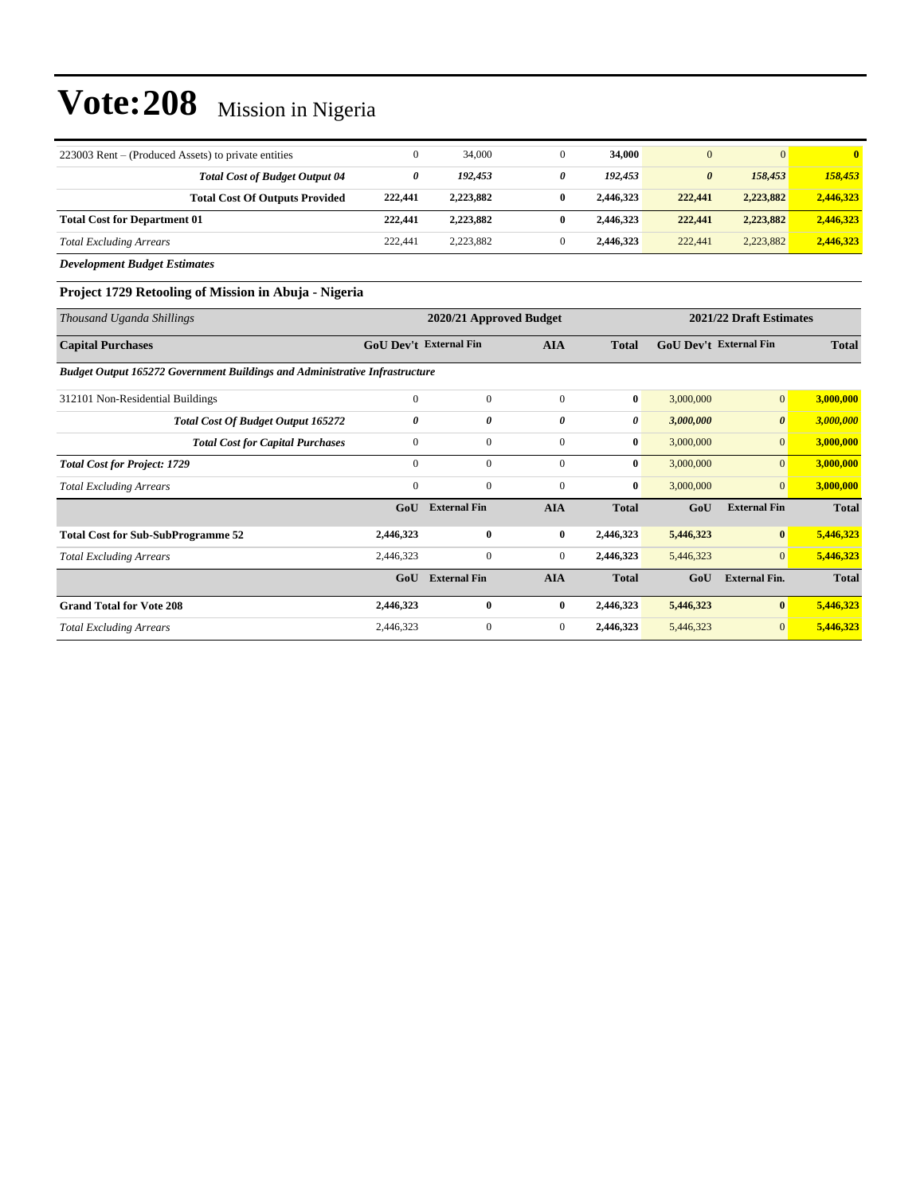# Vote:208 Mission in Nigeria

| | | | | | | | |
|---|---|---|---|---|---|---|---|
| 223003 Rent – (Produced Assets) to private entities | 0 | 34,000 | 0 | **34,000** | 0 | 0 | **0** |
| ***Total Cost of Budget Output 04*** | ***0*** | ***192,453*** | ***0*** | ***192,453*** | ***0*** | ***158,453*** | ***158,453*** |
| **Total Cost Of Outputs Provided** | **222,441** | **2,223,882** | **0** | **2,446,323** | **222,441** | **2,223,882** | **2,446,323** |
| **Total Cost for Department 01** | **222,441** | **2,223,882** | **0** | **2,446,323** | **222,441** | **2,223,882** | **2,446,323** |
| *Total Excluding Arrears* | 222,441 | 2,223,882 | 0 | **2,446,323** | 222,441 | 2,223,882 | **2,446,323** |

***Development Budget Estimates***

### Project 1729 Retooling of Mission in Abuja - Nigeria

| *Thousand Uganda Shillings* | 2020/21 Approved Budget | | | | 2021/22 Draft Estimates | | |
|---|---|---|---|---|---|---|---|
| **Capital Purchases** | **GoU Dev't** | **External Fin** | **AIA** | **Total** | **GoU Dev't** | **External Fin** | **Total** |
| ***Budget Output 165272 Government Buildings and Administrative Infrastructure*** | | | | | | | |
| 312101 Non-Residential Buildings | 0 | 0 | 0 | **0** | 3,000,000 | 0 | **3,000,000** |
| ***Total Cost Of Budget Output 165272*** | ***0*** | ***0*** | ***0*** | ***0*** | ***3,000,000*** | ***0*** | ***3,000,000*** |
| ***Total Cost for Capital Purchases*** | 0 | 0 | 0 | **0** | 3,000,000 | 0 | **3,000,000** |
| ***Total Cost for Project: 1729*** | 0 | 0 | 0 | **0** | 3,000,000 | 0 | **3,000,000** |
| *Total Excluding Arrears* | 0 | 0 | 0 | **0** | 3,000,000 | 0 | **3,000,000** |

| | GoU | External Fin | AIA | Total | GoU | External Fin | Total |
|---|---|---|---|---|---|---|---|
| **Total Cost for Sub-SubProgramme 52** | **2,446,323** | **0** | **0** | **2,446,323** | **5,446,323** | **0** | **5,446,323** |
| *Total Excluding Arrears* | 2,446,323 | 0 | 0 | **2,446,323** | 5,446,323 | 0 | **5,446,323** |

| | GoU | External Fin | AIA | Total | GoU | External Fin. | Total |
|---|---|---|---|---|---|---|---|
| **Grand Total for Vote 208** | **2,446,323** | **0** | **0** | **2,446,323** | **5,446,323** | **0** | **5,446,323** |
| *Total Excluding Arrears* | 2,446,323 | 0 | 0 | **2,446,323** | 5,446,323 | 0 | **5,446,323** |